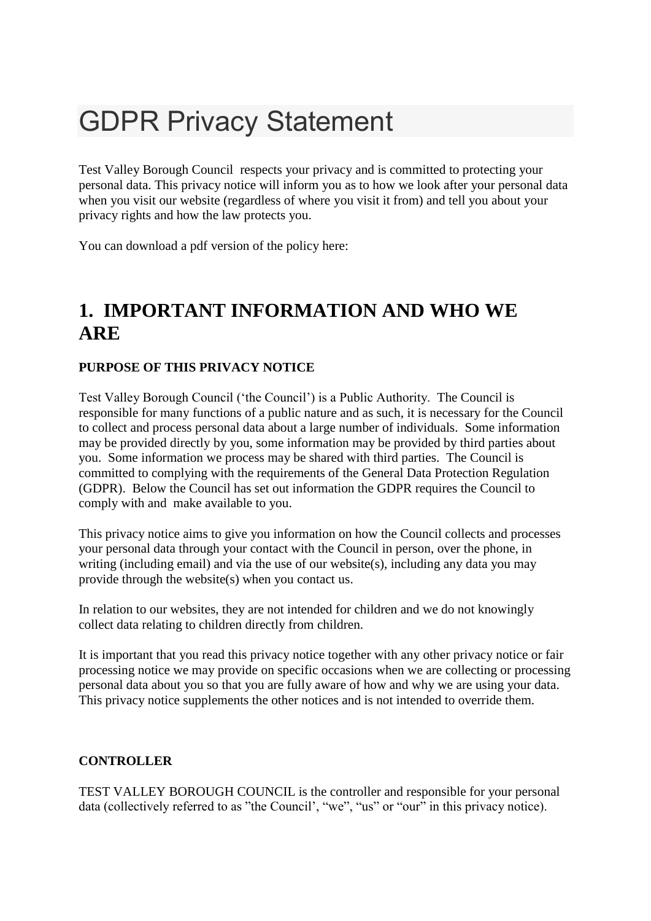# GDPR Privacy Statement

Test Valley Borough Council respects your privacy and is committed to protecting your personal data. This privacy notice will inform you as to how we look after your personal data when you visit our website (regardless of where you visit it from) and tell you about your privacy rights and how the law protects you.

You can download a pdf version of the policy here:

## 1. IMPORTANT INFORMATION AND WHO WE ARE

**PURPOSE OF THIS PRIVACY NOTICE**

Test Valley Borough Council ('the Council') is a Public Authority. The Council is responsible for many functions of a public nature and as such, it is necessary for the Council to collect and process personal data about a large number of individuals. Some information may be provided directly by you, some information may be provided by third parties about you. Some information we process may be shared with third parties. The Council is committed to complying with the requirements of the General Data Protection Regulation (GDPR). Below the Council has set out information the GDPR requires the Council to comply with and make available to you.

This privacy notice aims to give you information on how the Council collects and processes your personal data through your contact with the Council in person, over the phone, in writing (including email) and via the use of our website(s), including any data you may provide through the website(s) when you contact us.

In relation to our websites, they are not intended for children and we do not knowingly collect data relating to children directly from children.

It is important that you read this privacy notice together with any other privacy notice or fair processing notice we may provide on specific occasions when we are collecting or processing personal data about you so that you are fully aware of how and why we are using your data. This privacy notice supplements the other notices and is not intended to override them.

**CONTROLLER**

TEST VALLEY BOROUGH COUNCIL is the controller and responsible for your personal data (collectively referred to as "the Council', "we", "us" or "our" in this privacy notice).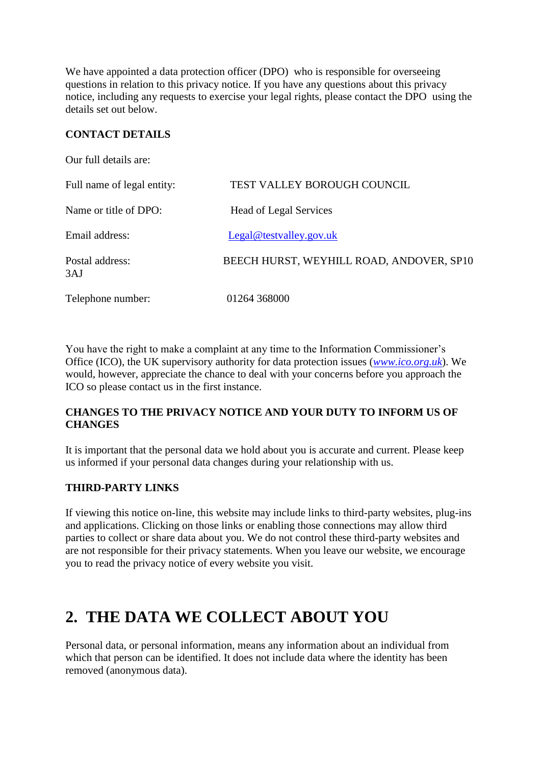We have appointed a data protection officer (DPO) who is responsible for overseeing questions in relation to this privacy notice. If you have any questions about this privacy notice, including any requests to exercise your legal rights, please contact the DPO using the details set out below.

**CONTACT DETAILS**

Our full details are:

| | |
|---|---|
| Full name of legal entity: | TEST VALLEY BOROUGH COUNCIL |
| Name or title of DPO: | Head of Legal Services |
| Email address: | Legal@testvalley.gov.uk |
| Postal address: | BEECH HURST, WEYHILL ROAD, ANDOVER, SP10 3AJ |
| Telephone number: | 01264 368000 |

You have the right to make a complaint at any time to the Information Commissioner's Office (ICO), the UK supervisory authority for data protection issues (*www.ico.org.uk*). We would, however, appreciate the chance to deal with your concerns before you approach the ICO so please contact us in the first instance.

**CHANGES TO THE PRIVACY NOTICE AND YOUR DUTY TO INFORM US OF CHANGES**

It is important that the personal data we hold about you is accurate and current. Please keep us informed if your personal data changes during your relationship with us.

**THIRD-PARTY LINKS**

If viewing this notice on-line, this website may include links to third-party websites, plug-ins and applications. Clicking on those links or enabling those connections may allow third parties to collect or share data about you. We do not control these third-party websites and are not responsible for their privacy statements. When you leave our website, we encourage you to read the privacy notice of every website you visit.

## 2. THE DATA WE COLLECT ABOUT YOU

Personal data, or personal information, means any information about an individual from which that person can be identified. It does not include data where the identity has been removed (anonymous data).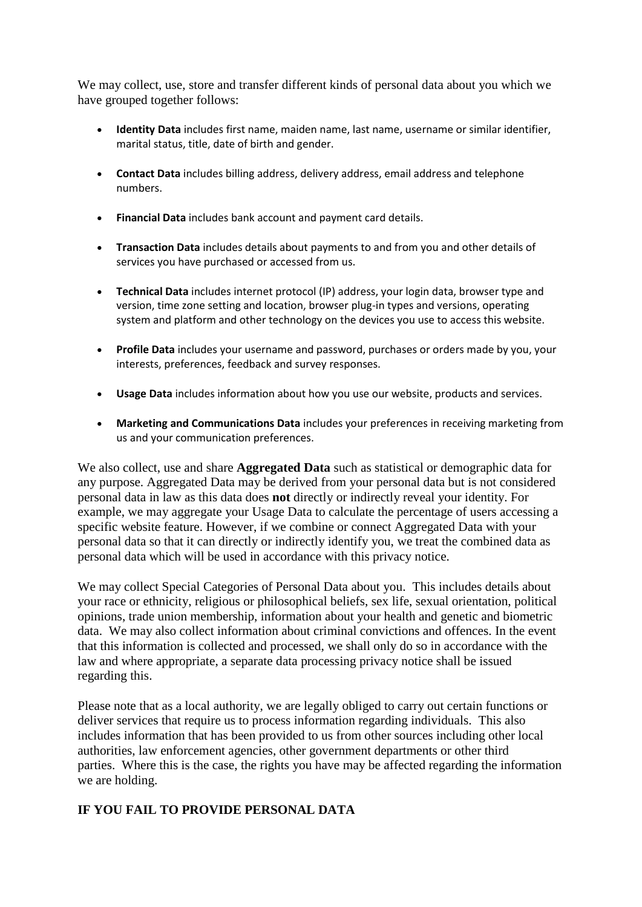We may collect, use, store and transfer different kinds of personal data about you which we have grouped together follows:

- **Identity Data** includes first name, maiden name, last name, username or similar identifier, marital status, title, date of birth and gender.
- **Contact Data** includes billing address, delivery address, email address and telephone numbers.
- **Financial Data** includes bank account and payment card details.
- **Transaction Data** includes details about payments to and from you and other details of services you have purchased or accessed from us.
- **Technical Data** includes internet protocol (IP) address, your login data, browser type and version, time zone setting and location, browser plug-in types and versions, operating system and platform and other technology on the devices you use to access this website.
- **Profile Data** includes your username and password, purchases or orders made by you, your interests, preferences, feedback and survey responses.
- **Usage Data** includes information about how you use our website, products and services.
- **Marketing and Communications Data** includes your preferences in receiving marketing from us and your communication preferences.

We also collect, use and share **Aggregated Data** such as statistical or demographic data for any purpose. Aggregated Data may be derived from your personal data but is not considered personal data in law as this data does **not** directly or indirectly reveal your identity. For example, we may aggregate your Usage Data to calculate the percentage of users accessing a specific website feature. However, if we combine or connect Aggregated Data with your personal data so that it can directly or indirectly identify you, we treat the combined data as personal data which will be used in accordance with this privacy notice.

We may collect Special Categories of Personal Data about you. This includes details about your race or ethnicity, religious or philosophical beliefs, sex life, sexual orientation, political opinions, trade union membership, information about your health and genetic and biometric data. We may also collect information about criminal convictions and offences. In the event that this information is collected and processed, we shall only do so in accordance with the law and where appropriate, a separate data processing privacy notice shall be issued regarding this.

Please note that as a local authority, we are legally obliged to carry out certain functions or deliver services that require us to process information regarding individuals. This also includes information that has been provided to us from other sources including other local authorities, law enforcement agencies, other government departments or other third parties. Where this is the case, the rights you have may be affected regarding the information we are holding.

## IF YOU FAIL TO PROVIDE PERSONAL DATA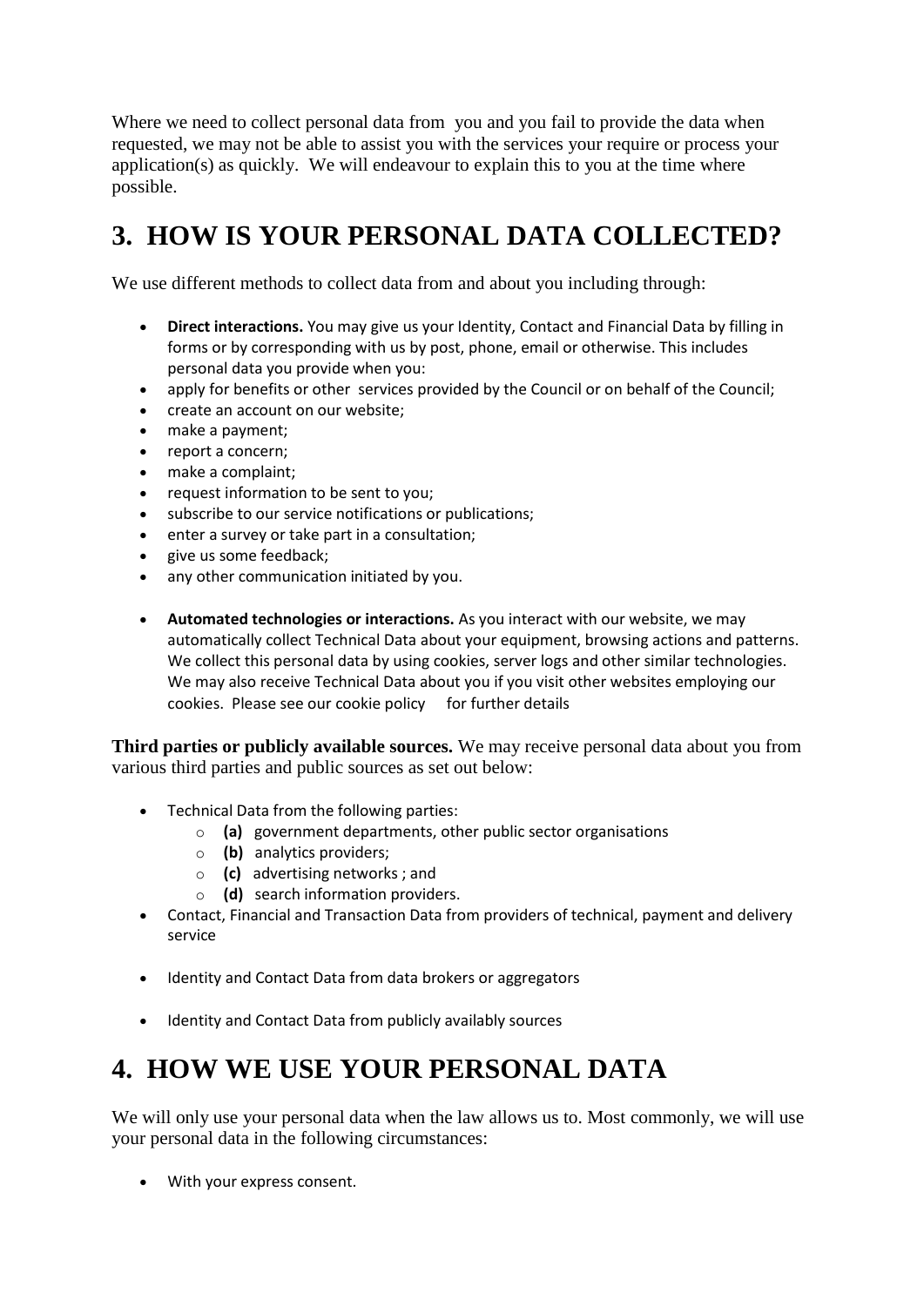Where we need to collect personal data from you and you fail to provide the data when requested, we may not be able to assist you with the services your require or process your application(s) as quickly. We will endeavour to explain this to you at the time where possible.

# 3. HOW IS YOUR PERSONAL DATA COLLECTED?

We use different methods to collect data from and about you including through:

- **Direct interactions.** You may give us your Identity, Contact and Financial Data by filling in forms or by corresponding with us by post, phone, email or otherwise. This includes personal data you provide when you:
- apply for benefits or other services provided by the Council or on behalf of the Council;
- create an account on our website;
- make a payment;
- report a concern;
- make a complaint;
- request information to be sent to you;
- subscribe to our service notifications or publications;
- enter a survey or take part in a consultation;
- give us some feedback;
- any other communication initiated by you.

- **Automated technologies or interactions.** As you interact with our website, we may automatically collect Technical Data about your equipment, browsing actions and patterns. We collect this personal data by using cookies, server logs and other similar technologies. We may also receive Technical Data about you if you visit other websites employing our cookies. Please see our cookie policy for further details

**Third parties or publicly available sources.** We may receive personal data about you from various third parties and public sources as set out below:

- Technical Data from the following parties:
  - **(a)** government departments, other public sector organisations
  - **(b)** analytics providers;
  - **(c)** advertising networks ; and
  - **(d)** search information providers.
- Contact, Financial and Transaction Data from providers of technical, payment and delivery service

- Identity and Contact Data from data brokers or aggregators

- Identity and Contact Data from publicly availably sources

# 4. HOW WE USE YOUR PERSONAL DATA

We will only use your personal data when the law allows us to. Most commonly, we will use your personal data in the following circumstances:

- With your express consent.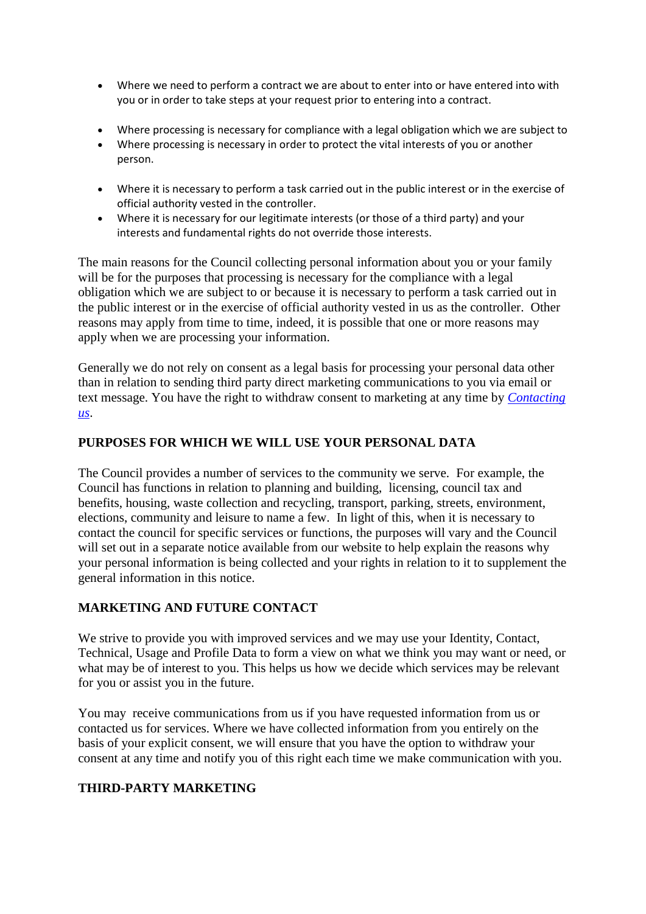- Where we need to perform a contract we are about to enter into or have entered into with you or in order to take steps at your request prior to entering into a contract.
- Where processing is necessary for compliance with a legal obligation which we are subject to
- Where processing is necessary in order to protect the vital interests of you or another person.
- Where it is necessary to perform a task carried out in the public interest or in the exercise of official authority vested in the controller.
- Where it is necessary for our legitimate interests (or those of a third party) and your interests and fundamental rights do not override those interests.

The main reasons for the Council collecting personal information about you or your family will be for the purposes that processing is necessary for the compliance with a legal obligation which we are subject to or because it is necessary to perform a task carried out in the public interest or in the exercise of official authority vested in us as the controller. Other reasons may apply from time to time, indeed, it is possible that one or more reasons may apply when we are processing your information.

Generally we do not rely on consent as a legal basis for processing your personal data other than in relation to sending third party direct marketing communications to you via email or text message. You have the right to withdraw consent to marketing at any time by *Contacting us*.

## PURPOSES FOR WHICH WE WILL USE YOUR PERSONAL DATA

The Council provides a number of services to the community we serve. For example, the Council has functions in relation to planning and building, licensing, council tax and benefits, housing, waste collection and recycling, transport, parking, streets, environment, elections, community and leisure to name a few. In light of this, when it is necessary to contact the council for specific services or functions, the purposes will vary and the Council will set out in a separate notice available from our website to help explain the reasons why your personal information is being collected and your rights in relation to it to supplement the general information in this notice.

## MARKETING AND FUTURE CONTACT

We strive to provide you with improved services and we may use your Identity, Contact, Technical, Usage and Profile Data to form a view on what we think you may want or need, or what may be of interest to you. This helps us how we decide which services may be relevant for you or assist you in the future.

You may receive communications from us if you have requested information from us or contacted us for services. Where we have collected information from you entirely on the basis of your explicit consent, we will ensure that you have the option to withdraw your consent at any time and notify you of this right each time we make communication with you.

## THIRD-PARTY MARKETING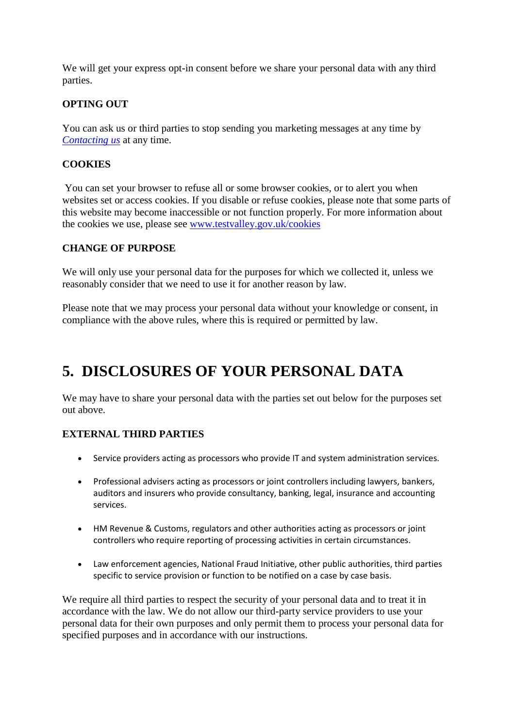We will get your express opt-in consent before we share your personal data with any third parties.

**OPTING OUT**

You can ask us or third parties to stop sending you marketing messages at any time by *Contacting us* at any time.

**COOKIES**

You can set your browser to refuse all or some browser cookies, or to alert you when websites set or access cookies. If you disable or refuse cookies, please note that some parts of this website may become inaccessible or not function properly. For more information about the cookies we use, please see www.testvalley.gov.uk/cookies

**CHANGE OF PURPOSE**

We will only use your personal data for the purposes for which we collected it, unless we reasonably consider that we need to use it for another reason by law.

Please note that we may process your personal data without your knowledge or consent, in compliance with the above rules, where this is required or permitted by law.

# 5. DISCLOSURES OF YOUR PERSONAL DATA

We may have to share your personal data with the parties set out below for the purposes set out above.

**EXTERNAL THIRD PARTIES**

- Service providers acting as processors who provide IT and system administration services.
- Professional advisers acting as processors or joint controllers including lawyers, bankers, auditors and insurers who provide consultancy, banking, legal, insurance and accounting services.
- HM Revenue & Customs, regulators and other authorities acting as processors or joint controllers who require reporting of processing activities in certain circumstances.
- Law enforcement agencies, National Fraud Initiative, other public authorities, third parties specific to service provision or function to be notified on a case by case basis.

We require all third parties to respect the security of your personal data and to treat it in accordance with the law. We do not allow our third-party service providers to use your personal data for their own purposes and only permit them to process your personal data for specified purposes and in accordance with our instructions.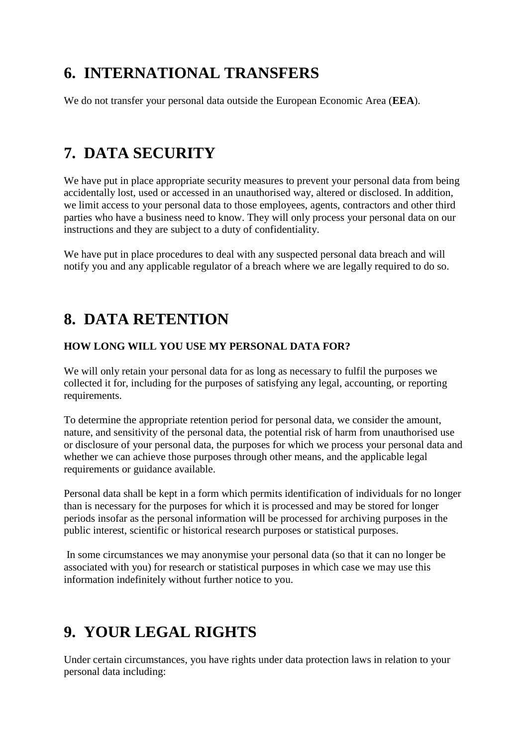## 6. INTERNATIONAL TRANSFERS

We do not transfer your personal data outside the European Economic Area (**EEA**).

## 7. DATA SECURITY

We have put in place appropriate security measures to prevent your personal data from being accidentally lost, used or accessed in an unauthorised way, altered or disclosed. In addition, we limit access to your personal data to those employees, agents, contractors and other third parties who have a business need to know. They will only process your personal data on our instructions and they are subject to a duty of confidentiality.

We have put in place procedures to deal with any suspected personal data breach and will notify you and any applicable regulator of a breach where we are legally required to do so.

## 8. DATA RETENTION

**HOW LONG WILL YOU USE MY PERSONAL DATA FOR?**

We will only retain your personal data for as long as necessary to fulfil the purposes we collected it for, including for the purposes of satisfying any legal, accounting, or reporting requirements.

To determine the appropriate retention period for personal data, we consider the amount, nature, and sensitivity of the personal data, the potential risk of harm from unauthorised use or disclosure of your personal data, the purposes for which we process your personal data and whether we can achieve those purposes through other means, and the applicable legal requirements or guidance available.

Personal data shall be kept in a form which permits identification of individuals for no longer than is necessary for the purposes for which it is processed and may be stored for longer periods insofar as the personal information will be processed for archiving purposes in the public interest, scientific or historical research purposes or statistical purposes.

In some circumstances we may anonymise your personal data (so that it can no longer be associated with you) for research or statistical purposes in which case we may use this information indefinitely without further notice to you.

## 9. YOUR LEGAL RIGHTS

Under certain circumstances, you have rights under data protection laws in relation to your personal data including: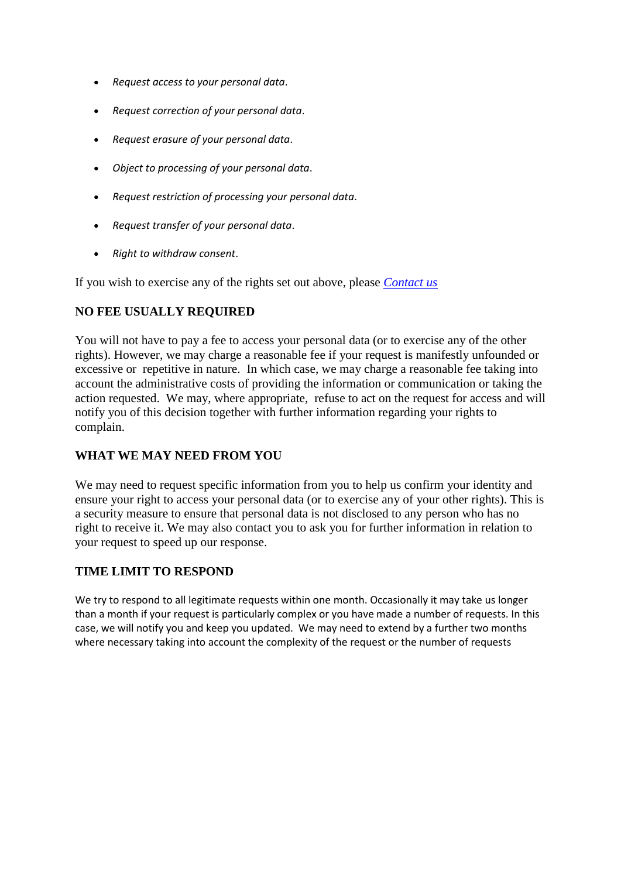- *Request access to your personal data*.
- *Request correction of your personal data*.
- *Request erasure of your personal data*.
- *Object to processing of your personal data*.
- *Request restriction of processing your personal data*.
- *Request transfer of your personal data*.
- *Right to withdraw consent*.

If you wish to exercise any of the rights set out above, please *Contact us*

**NO FEE USUALLY REQUIRED**

You will not have to pay a fee to access your personal data (or to exercise any of the other rights). However, we may charge a reasonable fee if your request is manifestly unfounded or excessive or repetitive in nature. In which case, we may charge a reasonable fee taking into account the administrative costs of providing the information or communication or taking the action requested. We may, where appropriate, refuse to act on the request for access and will notify you of this decision together with further information regarding your rights to complain.

**WHAT WE MAY NEED FROM YOU**

We may need to request specific information from you to help us confirm your identity and ensure your right to access your personal data (or to exercise any of your other rights). This is a security measure to ensure that personal data is not disclosed to any person who has no right to receive it. We may also contact you to ask you for further information in relation to your request to speed up our response.

**TIME LIMIT TO RESPOND**

We try to respond to all legitimate requests within one month. Occasionally it may take us longer than a month if your request is particularly complex or you have made a number of requests. In this case, we will notify you and keep you updated. We may need to extend by a further two months where necessary taking into account the complexity of the request or the number of requests